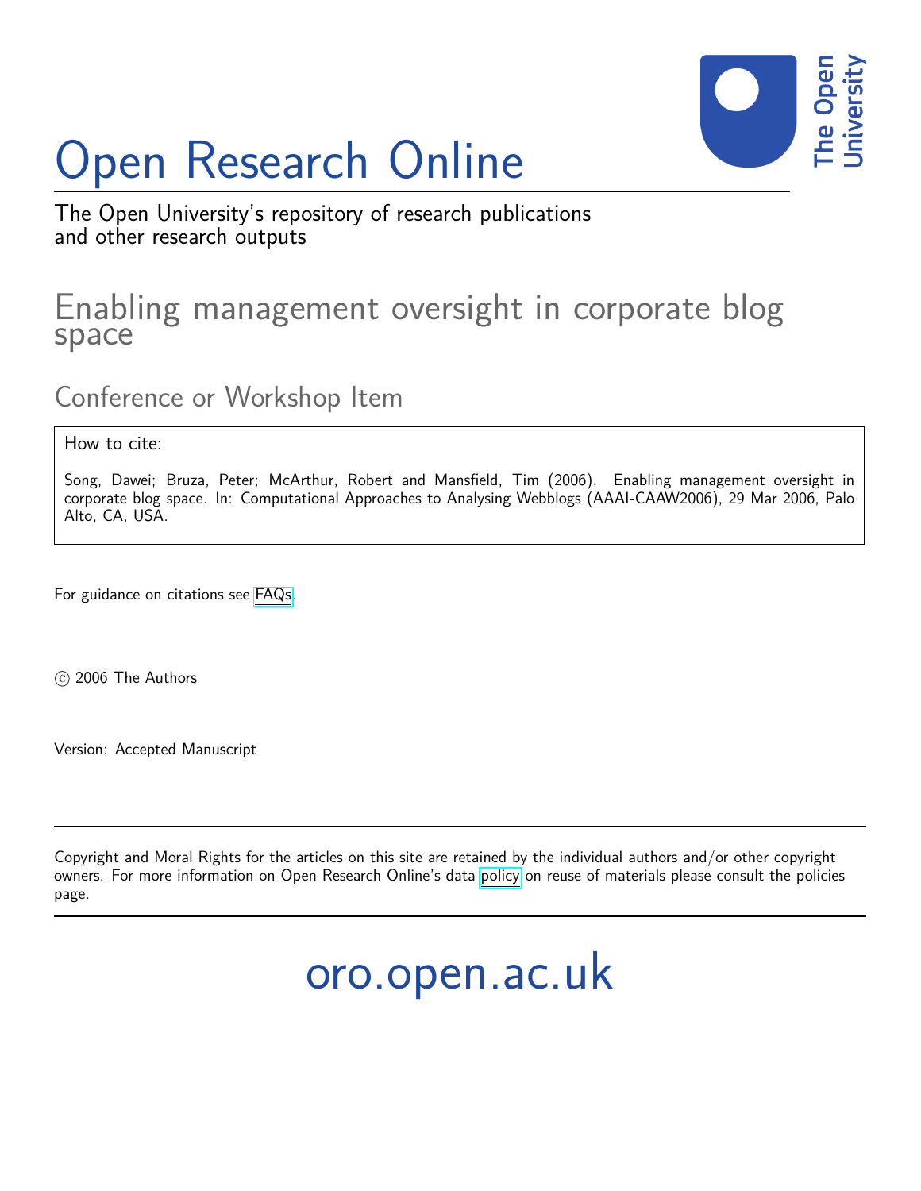# Open Research Online

The Open University's repository of research publications and other research outputs

## Enabling management oversight in corporate blog space

### Conference or Workshop Item

How to cite:

Song, Dawei; Bruza, Peter; McArthur, Robert and Mansfield, Tim (2006). Enabling management oversight in corporate blog space. In: Computational Approaches to Analysing Webblogs (AAAI-CAAW2006), 29 Mar 2006, Palo Alto, CA, USA.

For guidance on citations see FAQs.

© 2006 The Authors

Version: Accepted Manuscript

Copyright and Moral Rights for the articles on this site are retained by the individual authors and/or other copyright owners. For more information on Open Research Online's data policy on reuse of materials please consult the policies page.

oro.open.ac.uk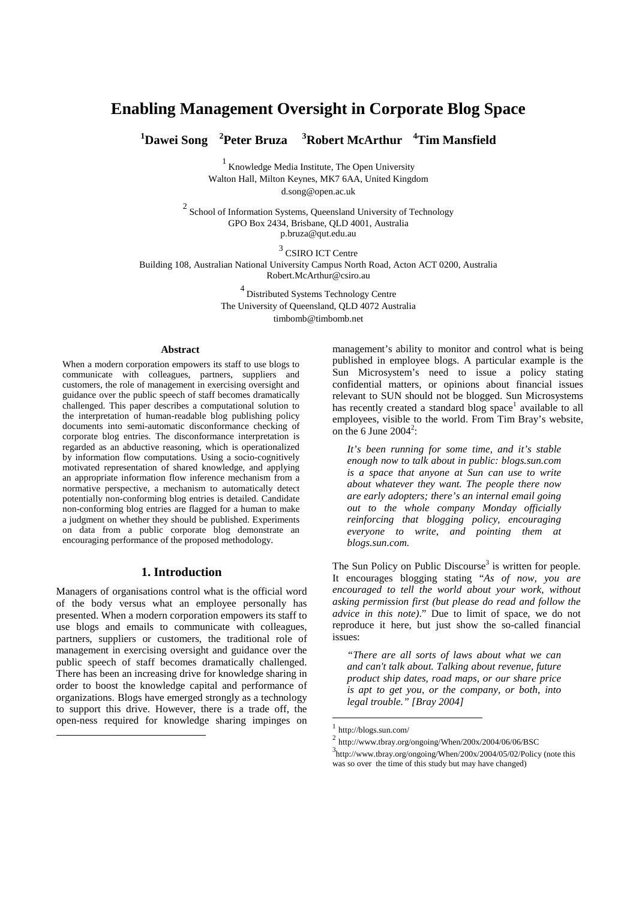# Enabling Management Oversight in Corporate Blog Space

**[1]Dawei Song [2]Peter Bruza [3]Robert McArthur [4]Tim Mansfield**

[1] Knowledge Media Institute, The Open University
Walton Hall, Milton Keynes, MK7 6AA, United Kingdom
d.song@open.ac.uk

[2] School of Information Systems, Queensland University of Technology
GPO Box 2434, Brisbane, QLD 4001, Australia
p.bruza@qut.edu.au

[3] CSIRO ICT Centre
Building 108, Australian National University Campus North Road, Acton ACT 0200, Australia
Robert.McArthur@csiro.au

[4] Distributed Systems Technology Centre
The University of Queensland, QLD 4072 Australia
timbomb@timbomb.net

### Abstract

When a modern corporation empowers its staff to use blogs to communicate with colleagues, partners, suppliers and customers, the role of management in exercising oversight and guidance over the public speech of staff becomes dramatically challenged. This paper describes a computational solution to the interpretation of human-readable blog publishing policy documents into semi-automatic disconformance checking of corporate blog entries. The disconformance interpretation is regarded as an abductive reasoning, which is operationalized by information flow computations. Using a socio-cognitively motivated representation of shared knowledge, and applying an appropriate information flow inference mechanism from a normative perspective, a mechanism to automatically detect potentially non-conforming blog entries is detailed. Candidate non-conforming blog entries are flagged for a human to make a judgment on whether they should be published. Experiments on data from a public corporate blog demonstrate an encouraging performance of the proposed methodology.

## 1. Introduction

Managers of organisations control what is the official word of the body versus what an employee personally has presented. When a modern corporation empowers its staff to use blogs and emails to communicate with colleagues, partners, suppliers or customers, the traditional role of management in exercising oversight and guidance over the public speech of staff becomes dramatically challenged. There has been an increasing drive for knowledge sharing in order to boost the knowledge capital and performance of organizations. Blogs have emerged strongly as a technology to support this drive. However, there is a trade off, the open-ness required for knowledge sharing impinges on management's ability to monitor and control what is being published in employee blogs. A particular example is the Sun Microsystem's need to issue a policy stating confidential matters, or opinions about financial issues relevant to SUN should not be blogged. Sun Microsystems has recently created a standard blog space[1] available to all employees, visible to the world. From Tim Bray's website, on the 6 June 2004[2]:

> *It's been running for some time, and it's stable enough now to talk about in public: blogs.sun.com is a space that anyone at Sun can use to write about whatever they want. The people there now are early adopters; there's an internal email going out to the whole company Monday officially reinforcing that blogging policy, encouraging everyone to write, and pointing them at blogs.sun.com.*

The Sun Policy on Public Discourse[3] is written for people. It encourages blogging stating "*As of now, you are encouraged to tell the world about your work, without asking permission first (but please do read and follow the advice in this note)*." Due to limit of space, we do not reproduce it here, but just show the so-called financial issues:

> *"There are all sorts of laws about what we can and can't talk about. Talking about revenue, future product ship dates, road maps, or our share price is apt to get you, or the company, or both, into legal trouble." [Bray 2004]*

[1] http://blogs.sun.com/

[2] http://www.tbray.org/ongoing/When/200x/2004/06/06/BSC

[3] http://www.tbray.org/ongoing/When/200x/2004/05/02/Policy (note this was so over the time of this study but may have changed)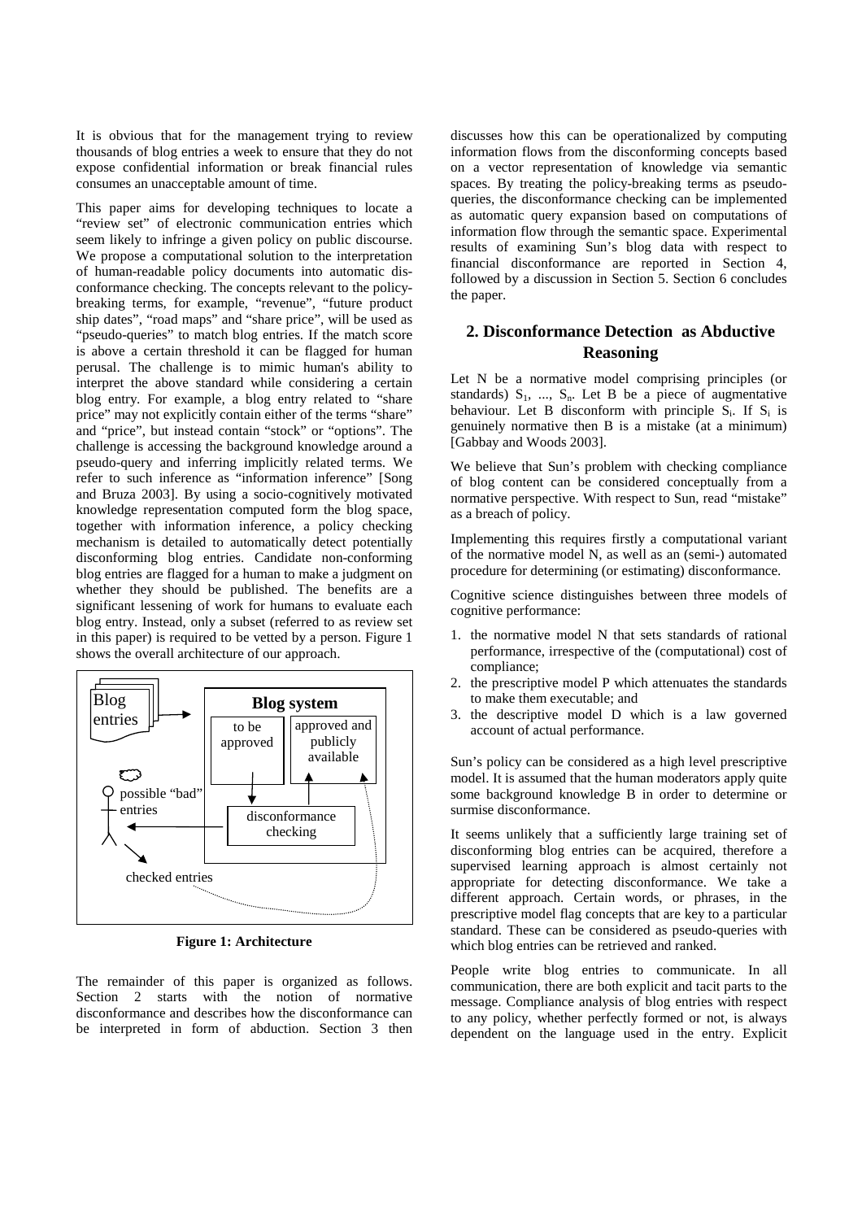It is obvious that for the management trying to review thousands of blog entries a week to ensure that they do not expose confidential information or break financial rules consumes an unacceptable amount of time.

This paper aims for developing techniques to locate a "review set" of electronic communication entries which seem likely to infringe a given policy on public discourse. We propose a computational solution to the interpretation of human-readable policy documents into automatic dis-conformance checking. The concepts relevant to the policy-breaking terms, for example, "revenue", "future product ship dates", "road maps" and "share price", will be used as "pseudo-queries" to match blog entries. If the match score is above a certain threshold it can be flagged for human perusal. The challenge is to mimic human's ability to interpret the above standard while considering a certain blog entry. For example, a blog entry related to "share price" may not explicitly contain either of the terms "share" and "price", but instead contain "stock" or "options". The challenge is accessing the background knowledge around a pseudo-query and inferring implicitly related terms. We refer to such inference as "information inference" [Song and Bruza 2003]. By using a socio-cognitively motivated knowledge representation computed form the blog space, together with information inference, a policy checking mechanism is detailed to automatically detect potentially disconforming blog entries. Candidate non-conforming blog entries are flagged for a human to make a judgment on whether they should be published. The benefits are a significant lessening of work for humans to evaluate each blog entry. Instead, only a subset (referred to as review set in this paper) is required to be vetted by a person. Figure 1 shows the overall architecture of our approach.

Blog entries

Blog system

to be approved

approved and publicly available

possible "bad" entries

disconformance checking

checked entries

**Figure 1: Architecture**

The remainder of this paper is organized as follows. Section 2 starts with the notion of normative disconformance and describes how the disconformance can be interpreted in form of abduction. Section 3 then discusses how this can be operationalized by computing information flows from the disconforming concepts based on a vector representation of knowledge via semantic spaces. By treating the policy-breaking terms as pseudo-queries, the disconformance checking can be implemented as automatic query expansion based on computations of information flow through the semantic space. Experimental results of examining Sun's blog data with respect to financial disconformance are reported in Section 4, followed by a discussion in Section 5. Section 6 concludes the paper.

## 2. Disconformance Detection as Abductive Reasoning

Let N be a normative model comprising principles (or standards) $S_1$, ..., $S_n$. Let B be a piece of augmentative behaviour. Let B disconform with principle $S_i$. If $S_i$ is genuinely normative then B is a mistake (at a minimum) [Gabbay and Woods 2003].

We believe that Sun's problem with checking compliance of blog content can be considered conceptually from a normative perspective. With respect to Sun, read "mistake" as a breach of policy.

Implementing this requires firstly a computational variant of the normative model N, as well as an (semi-) automated procedure for determining (or estimating) disconformance.

Cognitive science distinguishes between three models of cognitive performance:

1. the normative model N that sets standards of rational performance, irrespective of the (computational) cost of compliance;
2. the prescriptive model P which attenuates the standards to make them executable; and
3. the descriptive model D which is a law governed account of actual performance.

Sun's policy can be considered as a high level prescriptive model. It is assumed that the human moderators apply quite some background knowledge B in order to determine or surmise disconformance.

It seems unlikely that a sufficiently large training set of disconforming blog entries can be acquired, therefore a supervised learning approach is almost certainly not appropriate for detecting disconformance. We take a different approach. Certain words, or phrases, in the prescriptive model flag concepts that are key to a particular standard. These can be considered as pseudo-queries with which blog entries can be retrieved and ranked.

People write blog entries to communicate. In all communication, there are both explicit and tacit parts to the message. Compliance analysis of blog entries with respect to any policy, whether perfectly formed or not, is always dependent on the language used in the entry. Explicit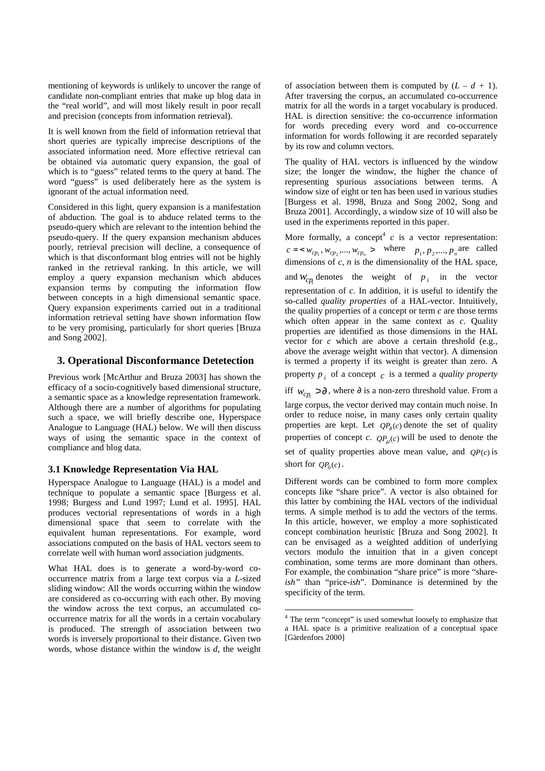mentioning of keywords is unlikely to uncover the range of candidate non-compliant entries that make up blog data in the "real world", and will most likely result in poor recall and precision (concepts from information retrieval).

It is well known from the field of information retrieval that short queries are typically imprecise descriptions of the associated information need. More effective retrieval can be obtained via automatic query expansion, the goal of which is to "guess" related terms to the query at hand. The word "guess" is used deliberately here as the system is ignorant of the actual information need.

Considered in this light, query expansion is a manifestation of abduction. The goal is to abduce related terms to the pseudo-query which are relevant to the intention behind the pseudo-query. If the query expansion mechanism abduces poorly, retrieval precision will decline, a consequence of which is that disconformant blog entries will not be highly ranked in the retrieval ranking. In this article, we will employ a query expansion mechanism which abduces expansion terms by computing the information flow between concepts in a high dimensional semantic space. Query expansion experiments carried out in a traditional information retrieval setting have shown information flow to be very promising, particularly for short queries [Bruza and Song 2002].

## 3. Operational Disconformance Detetection

Previous work [McArthur and Bruza 2003] has shown the efficacy of a socio-cognitively based dimensional structure, a semantic space as a knowledge representation framework. Although there are a number of algorithms for populating such a space, we will briefly describe one, Hyperspace Analogue to Language (HAL) below. We will then discuss ways of using the semantic space in the context of compliance and blog data.

### 3.1 Knowledge Representation Via HAL

Hyperspace Analogue to Language (HAL) is a model and technique to populate a semantic space [Burgess et al. 1998; Burgess and Lund 1997; Lund et al. 1995]. HAL produces vectorial representations of words in a high dimensional space that seem to correlate with the equivalent human representations. For example, word associations computed on the basis of HAL vectors seem to correlate well with human word association judgments.

What HAL does is to generate a word-by-word co-occurrence matrix from a large text corpus via a $L$-sized sliding window: All the words occurring within the window are considered as co-occurring with each other. By moving the window across the text corpus, an accumulated co-occurrence matrix for all the words in a certain vocabulary is produced. The strength of association between two words is inversely proportional to their distance. Given two words, whose distance within the window is $d$, the weight of association between them is computed by $(L - d + 1)$. After traversing the corpus, an accumulated co-occurrence matrix for all the words in a target vocabulary is produced. HAL is direction sensitive: the co-occurrence information for words preceding every word and co-occurrence information for words following it are recorded separately by its row and column vectors.

The quality of HAL vectors is influenced by the window size; the longer the window, the higher the chance of representing spurious associations between terms. A window size of eight or ten has been used in various studies [Burgess et al. 1998, Bruza and Song 2002, Song and Bruza 2001]. Accordingly, a window size of 10 will also be used in the experiments reported in this paper.

More formally, a concept[4] $c$ is a vector representation: $c = < w_{cp_1}, w_{cp_2}, ..., w_{cp_n} >$ where $p_1, p_2, ..., p_n$ are called dimensions of $c$, $n$ is the dimensionality of the HAL space, and $w_{cp_i}$ denotes the weight of $p_i$ in the vector representation of $c$. In addition, it is useful to identify the so-called *quality properties* of a HAL-vector. Intuitively, the quality properties of a concept or term $c$ are those terms which often appear in the same context as $c$. Quality properties are identified as those dimensions in the HAL vector for $c$ which are above a certain threshold (e.g., above the average weight within that vector). A dimension is termed a property if its weight is greater than zero. A property $p_i$ of a concept $c$ is a termed a *quality property* iff $w_{cp_i} > \partial$, where $\partial$ is a non-zero threshold value. From a large corpus, the vector derived may contain much noise. In order to reduce noise, in many cases only certain quality properties are kept. Let $QP_{\partial}(c)$ denote the set of quality properties of concept $c$. $QP_{\mu}(c)$ will be used to denote the set of quality properties above mean value, and $QP(c)$ is short for $QP_0(c)$.

Different words can be combined to form more complex concepts like "share price". A vector is also obtained for this latter by combining the HAL vectors of the individual terms. A simple method is to add the vectors of the terms. In this article, however, we employ a more sophisticated concept combination heuristic [Bruza and Song 2002]. It can be envisaged as a weighted addition of underlying vectors modulo the intuition that in a given concept combination, some terms are more dominant than others. For example, the combination "share price" is more "share-*ish*" than "price-*ish*". Dominance is determined by the specificity of the term.

[4] The term "concept" is used somewhat loosely to emphasize that a HAL space is a primitive realization of a conceptual space [Gärdenfors 2000]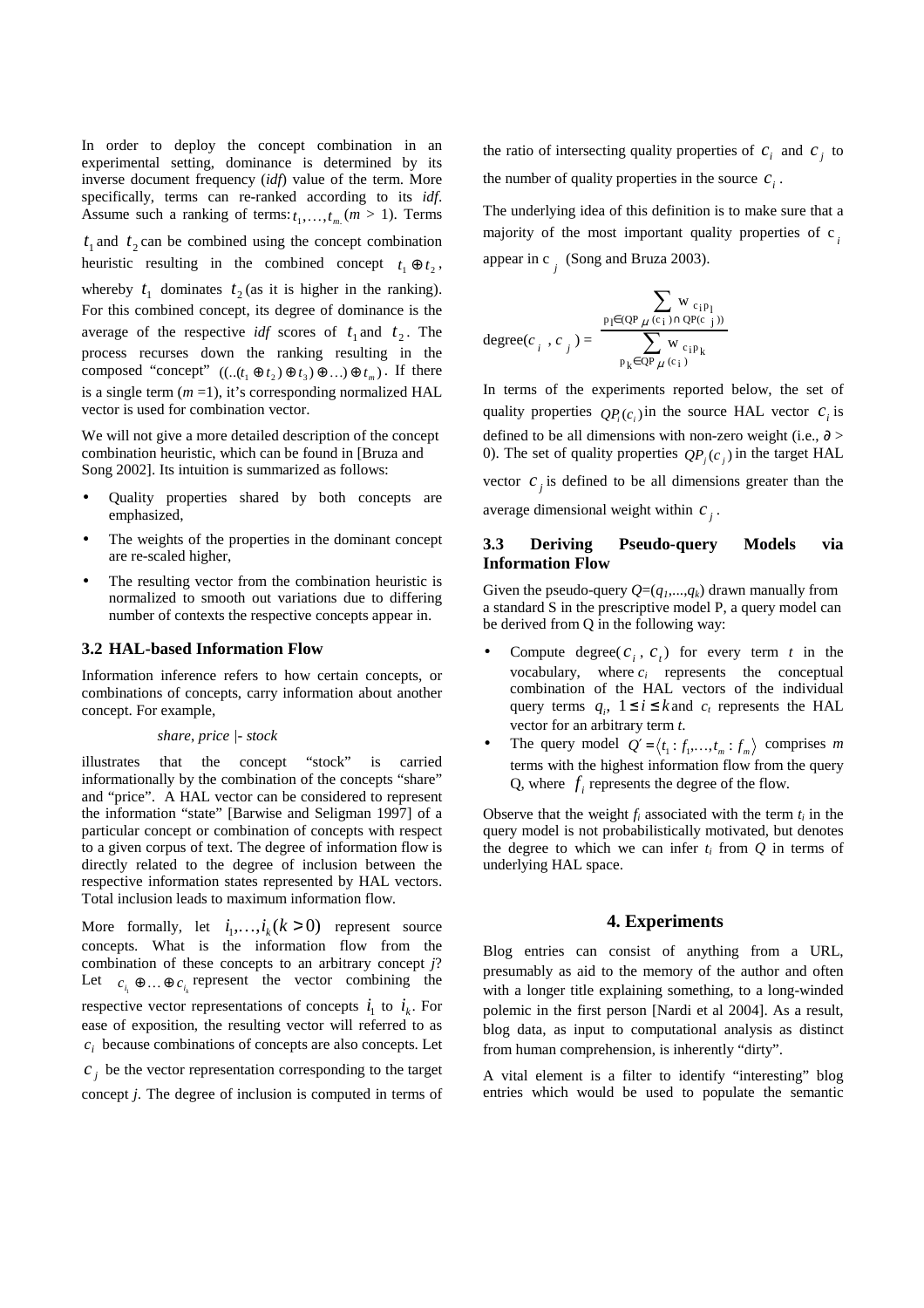In order to deploy the concept combination in an experimental setting, dominance is determined by its inverse document frequency (*idf*) value of the term. More specifically, terms can re-ranked according to its *idf*. Assume such a ranking of terms: $t_1,\ldots,t_m$ $(m > 1)$. Terms $t_1$ and $t_2$ can be combined using the concept combination heuristic resulting in the combined concept $t_1 \oplus t_2$, whereby $t_1$ dominates $t_2$ (as it is higher in the ranking). For this combined concept, its degree of dominance is the average of the respective *idf* scores of $t_1$ and $t_2$. The process recurses down the ranking resulting in the composed "concept" $((..(t_1 \oplus t_2) \oplus t_3) \oplus \ldots) \oplus t_m)$. If there is a single term ($m$ =1), it's corresponding normalized HAL vector is used for combination vector.

We will not give a more detailed description of the concept combination heuristic, which can be found in [Bruza and Song 2002]. Its intuition is summarized as follows:

- Quality properties shared by both concepts are emphasized,
- The weights of the properties in the dominant concept are re-scaled higher,
- The resulting vector from the combination heuristic is normalized to smooth out variations due to differing number of contexts the respective concepts appear in.

### 3.2 HAL-based Information Flow

Information inference refers to how certain concepts, or combinations of concepts, carry information about another concept. For example,

*share, price |- stock*

illustrates that the concept "stock" is carried informationally by the combination of the concepts "share" and "price". A HAL vector can be considered to represent the information "state" [Barwise and Seligman 1997] of a particular concept or combination of concepts with respect to a given corpus of text. The degree of information flow is directly related to the degree of inclusion between the respective information states represented by HAL vectors. Total inclusion leads to maximum information flow.

More formally, let $i_1,\ldots,i_k (k > 0)$ represent source concepts. What is the information flow from the combination of these concepts to an arbitrary concept *j*? Let $c_{i_1} \oplus \ldots \oplus c_{i_k}$ represent the vector combining the respective vector representations of concepts $i_1$ to $i_k$. For ease of exposition, the resulting vector will referred to as $c_i$ because combinations of concepts are also concepts. Let $c_j$ be the vector representation corresponding to the target concept *j*. The degree of inclusion is computed in terms of the ratio of intersecting quality properties of $c_i$ and $c_j$ to the number of quality properties in the source $c_i$.

The underlying idea of this definition is to make sure that a majority of the most important quality properties of $c_i$ appear in $c_j$ (Song and Bruza 2003).

$$\text{degree}(c_i, c_j) = \frac{\sum_{p_l \in (QP_\mu(c_i) \cap QP(c_j))} w_{c_i p_l}}{\sum_{p_k \in QP_\mu(c_i)} w_{c_i p_k}}$$

In terms of the experiments reported below, the set of quality properties $QP_i(c_i)$ in the source HAL vector $c_i$ is defined to be all dimensions with non-zero weight (i.e., $\partial >$ 0). The set of quality properties $QP_j(c_j)$ in the target HAL vector $c_j$ is defined to be all dimensions greater than the average dimensional weight within $c_j$.

### 3.3 Deriving Pseudo-query Models via Information Flow

Given the pseudo-query $Q=(q_1,...,q_k)$ drawn manually from a standard S in the prescriptive model P, a query model can be derived from Q in the following way:

- Compute degree($c_i$, $c_t$) for every term *t* in the vocabulary, where $c_i$ represents the conceptual combination of the HAL vectors of the individual query terms $q_i$, $1 \leq i \leq k$ and $c_t$ represents the HAL vector for an arbitrary term *t*.
- The query model $Q' = \langle t_1 : f_1, \ldots, t_m : f_m \rangle$ comprises *m* terms with the highest information flow from the query Q, where $f_i$ represents the degree of the flow.

Observe that the weight $f_i$ associated with the term $t_i$ in the query model is not probabilistically motivated, but denotes the degree to which we can infer $t_i$ from $Q$ in terms of underlying HAL space.

## 4. Experiments

Blog entries can consist of anything from a URL, presumably as aid to the memory of the author and often with a longer title explaining something, to a long-winded polemic in the first person [Nardi et al 2004]. As a result, blog data, as input to computational analysis as distinct from human comprehension, is inherently "dirty".

A vital element is a filter to identify "interesting" blog entries which would be used to populate the semantic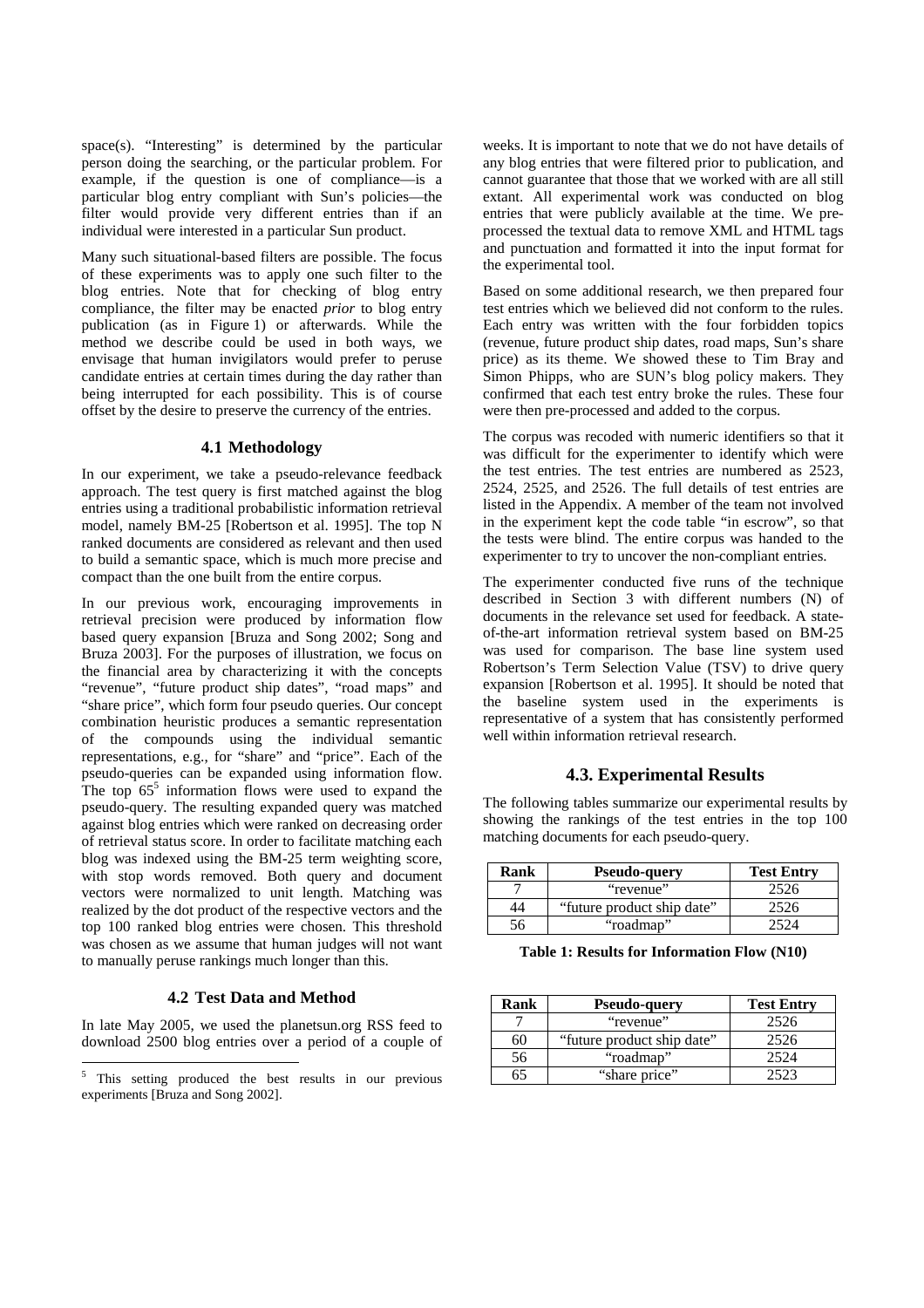space(s). "Interesting" is determined by the particular person doing the searching, or the particular problem. For example, if the question is one of compliance—is a particular blog entry compliant with Sun's policies—the filter would provide very different entries than if an individual were interested in a particular Sun product.

Many such situational-based filters are possible. The focus of these experiments was to apply one such filter to the blog entries. Note that for checking of blog entry compliance, the filter may be enacted *prior* to blog entry publication (as in Figure 1) or afterwards. While the method we describe could be used in both ways, we envisage that human invigilators would prefer to peruse candidate entries at certain times during the day rather than being interrupted for each possibility. This is of course offset by the desire to preserve the currency of the entries.

### 4.1 Methodology

In our experiment, we take a pseudo-relevance feedback approach. The test query is first matched against the blog entries using a traditional probabilistic information retrieval model, namely BM-25 [Robertson et al. 1995]. The top N ranked documents are considered as relevant and then used to build a semantic space, which is much more precise and compact than the one built from the entire corpus.

In our previous work, encouraging improvements in retrieval precision were produced by information flow based query expansion [Bruza and Song 2002; Song and Bruza 2003]. For the purposes of illustration, we focus on the financial area by characterizing it with the concepts "revenue", "future product ship dates", "road maps" and "share price", which form four pseudo queries. Our concept combination heuristic produces a semantic representation of the compounds using the individual semantic representations, e.g., for "share" and "price". Each of the pseudo-queries can be expanded using information flow. The top 65[5] information flows were used to expand the pseudo-query. The resulting expanded query was matched against blog entries which were ranked on decreasing order of retrieval status score. In order to facilitate matching each blog was indexed using the BM-25 term weighting score, with stop words removed. Both query and document vectors were normalized to unit length. Matching was realized by the dot product of the respective vectors and the top 100 ranked blog entries were chosen. This threshold was chosen as we assume that human judges will not want to manually peruse rankings much longer than this.

### 4.2 Test Data and Method

In late May 2005, we used the planetsun.org RSS feed to download 2500 blog entries over a period of a couple of weeks. It is important to note that we do not have details of any blog entries that were filtered prior to publication, and cannot guarantee that those that we worked with are all still extant. All experimental work was conducted on blog entries that were publicly available at the time. We pre-processed the textual data to remove XML and HTML tags and punctuation and formatted it into the input format for the experimental tool.

Based on some additional research, we then prepared four test entries which we believed did not conform to the rules. Each entry was written with the four forbidden topics (revenue, future product ship dates, road maps, Sun's share price) as its theme. We showed these to Tim Bray and Simon Phipps, who are SUN's blog policy makers. They confirmed that each test entry broke the rules. These four were then pre-processed and added to the corpus.

The corpus was recoded with numeric identifiers so that it was difficult for the experimenter to identify which were the test entries. The test entries are numbered as 2523, 2524, 2525, and 2526. The full details of test entries are listed in the Appendix. A member of the team not involved in the experiment kept the code table "in escrow", so that the tests were blind. The entire corpus was handed to the experimenter to try to uncover the non-compliant entries.

The experimenter conducted five runs of the technique described in Section 3 with different numbers (N) of documents in the relevance set used for feedback. A state-of-the-art information retrieval system based on BM-25 was used for comparison. The base line system used Robertson's Term Selection Value (TSV) to drive query expansion [Robertson et al. 1995]. It should be noted that the baseline system used in the experiments is representative of a system that has consistently performed well within information retrieval research.

## 4.3. Experimental Results

The following tables summarize our experimental results by showing the rankings of the test entries in the top 100 matching documents for each pseudo-query.

| Rank | Pseudo-query | Test Entry |
|---|---|---|
| 7 | "revenue" | 2526 |
| 44 | "future product ship date" | 2526 |
| 56 | "roadmap" | 2524 |

**Table 1: Results for Information Flow (N10)**

| Rank | Pseudo-query | Test Entry |
|---|---|---|
| 7 | "revenue" | 2526 |
| 60 | "future product ship date" | 2526 |
| 56 | "roadmap" | 2524 |
| 65 | "share price" | 2523 |

[5] This setting produced the best results in our previous experiments [Bruza and Song 2002].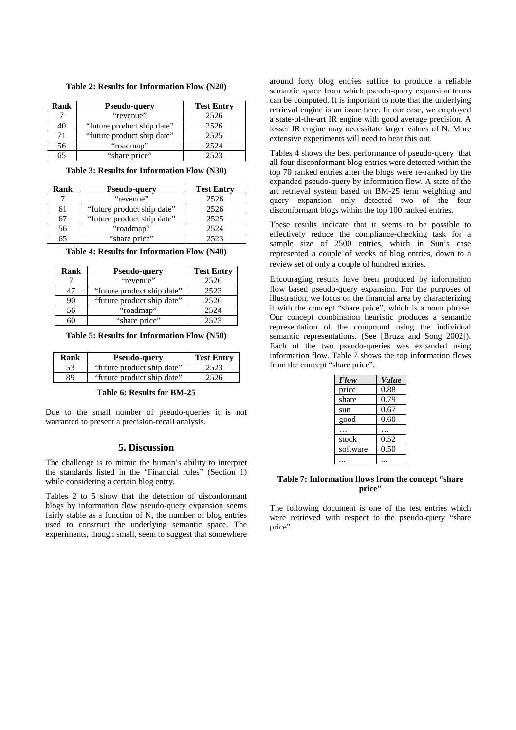**Table 2: Results for Information Flow (N20)**

| Rank | Pseudo-query | Test Entry |
|---|---|---|
| 7 | "revenue" | 2526 |
| 40 | "future product ship date" | 2526 |
| 71 | "future product ship date" | 2525 |
| 56 | "roadmap" | 2524 |
| 65 | "share price" | 2523 |

**Table 3: Results for Information Flow (N30)**

| Rank | Pseudo-query | Test Entry |
|---|---|---|
| 7 | "revenue" | 2526 |
| 61 | "future product ship date" | 2526 |
| 67 | "future product ship date" | 2525 |
| 56 | "roadmap" | 2524 |
| 65 | "share price" | 2523 |

**Table 4: Results for Information Flow (N40)**

| Rank | Pseudo-query | Test Entry |
|---|---|---|
| 7 | "revenue" | 2526 |
| 47 | "future product ship date" | 2523 |
| 90 | "future product ship date" | 2526 |
| 56 | "roadmap" | 2524 |
| 60 | "share price" | 2523 |

**Table 5: Results for Information Flow (N50)**

| Rank | Pseudo-query | Test Entry |
|---|---|---|
| 53 | "future product ship date" | 2523 |
| 89 | "future product ship date" | 2526 |

**Table 6: Results for BM-25**

Due to the small number of pseudo-queries it is not warranted to present a precision-recall analysis.

## 5. Discussion

The challenge is to mimic the human's ability to interpret the standards listed in the "Financial rules" (Section 1) while considering a certain blog entry.

Tables 2 to 5 show that the detection of disconformant blogs by information flow pseudo-query expansion seems fairly stable as a function of N, the number of blog entries used to construct the underlying semantic space. The experiments, though small, seem to suggest that somewhere around forty blog entries suffice to produce a reliable semantic space from which pseudo-query expansion terms can be computed. It is important to note that the underlying retrieval engine is an issue here. In our case, we employed a state-of-the-art IR engine with good average precision. A lesser IR engine may necessitate larger values of N. More extensive experiments will need to bear this out.

Tables 4 shows the best performance of pseudo-query that all four disconformant blog entries were detected within the top 70 ranked entries after the blogs were re-ranked by the expanded pseudo-query by information flow. A state of the art retrieval system based on BM-25 term weighting and query expansion only detected two of the four disconformant blogs within the top 100 ranked entries.

These results indicate that it seems to be possible to effectively reduce the compliance-checking task for a sample size of 2500 entries, which in Sun's case represented a couple of weeks of blog entries, down to a review set of only a couple of hundred entries.

Encouraging results have been produced by information flow based pseudo-query expansion. For the purposes of illustration, we focus on the financial area by characterizing it with the concept "share price", which is a noun phrase. Our concept combination heuristic produces a semantic representation of the compound using the individual semantic representations. (See [Bruza and Song 2002]). Each of the two pseudo-queries was expanded using information flow. Table 7 shows the top information flows from the concept "share price".

| *Flow* | *Value* |
|---|---|
| price | 0.88 |
| share | 0.79 |
| sun | 0.67 |
| good | 0.60 |
| … | … |
| stock | 0.52 |
| software | 0.50 |
| ... | ... |

**Table 7: Information flows from the concept "share price"**

The following document is one of the test entries which were retrieved with respect to the pseudo-query "share price".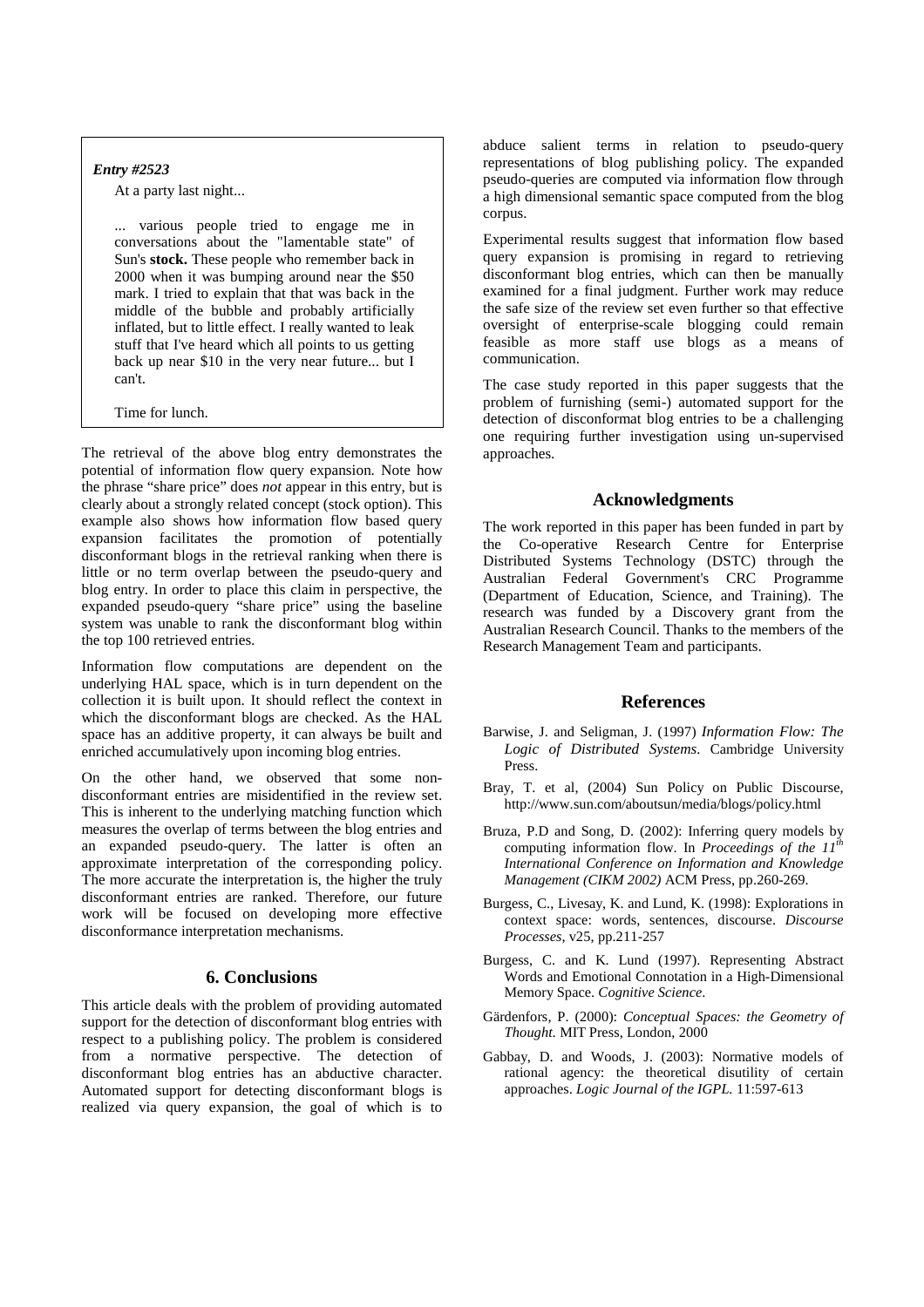***Entry #2523***

At a party last night...

... various people tried to engage me in conversations about the "lamentable state" of Sun's **stock.** These people who remember back in 2000 when it was bumping around near the $50 mark. I tried to explain that that was back in the middle of the bubble and probably artificially inflated, but to little effect. I really wanted to leak stuff that I've heard which all points to us getting back up near $10 in the very near future... but I can't.

Time for lunch.

The retrieval of the above blog entry demonstrates the potential of information flow query expansion. Note how the phrase "share price" does *not* appear in this entry, but is clearly about a strongly related concept (stock option). This example also shows how information flow based query expansion facilitates the promotion of potentially disconformant blogs in the retrieval ranking when there is little or no term overlap between the pseudo-query and blog entry. In order to place this claim in perspective, the expanded pseudo-query "share price" using the baseline system was unable to rank the disconformant blog within the top 100 retrieved entries.

Information flow computations are dependent on the underlying HAL space, which is in turn dependent on the collection it is built upon. It should reflect the context in which the disconformant blogs are checked. As the HAL space has an additive property, it can always be built and enriched accumulatively upon incoming blog entries.

On the other hand, we observed that some non-disconformant entries are misidentified in the review set. This is inherent to the underlying matching function which measures the overlap of terms between the blog entries and an expanded pseudo-query. The latter is often an approximate interpretation of the corresponding policy. The more accurate the interpretation is, the higher the truly disconformant entries are ranked. Therefore, our future work will be focused on developing more effective disconformance interpretation mechanisms.

## 6. Conclusions

This article deals with the problem of providing automated support for the detection of disconformant blog entries with respect to a publishing policy. The problem is considered from a normative perspective. The detection of disconformant blog entries has an abductive character. Automated support for detecting disconformant blogs is realized via query expansion, the goal of which is to abduce salient terms in relation to pseudo-query representations of blog publishing policy. The expanded pseudo-queries are computed via information flow through a high dimensional semantic space computed from the blog corpus.

Experimental results suggest that information flow based query expansion is promising in regard to retrieving disconformant blog entries, which can then be manually examined for a final judgment. Further work may reduce the safe size of the review set even further so that effective oversight of enterprise-scale blogging could remain feasible as more staff use blogs as a means of communication.

The case study reported in this paper suggests that the problem of furnishing (semi-) automated support for the detection of disconformat blog entries to be a challenging one requiring further investigation using un-supervised approaches.

## Acknowledgments

The work reported in this paper has been funded in part by the Co-operative Research Centre for Enterprise Distributed Systems Technology (DSTC) through the Australian Federal Government's CRC Programme (Department of Education, Science, and Training). The research was funded by a Discovery grant from the Australian Research Council. Thanks to the members of the Research Management Team and participants.

## References

Barwise, J. and Seligman, J. (1997) *Information Flow: The Logic of Distributed Systems*. Cambridge University Press.

Bray, T. et al, (2004) Sun Policy on Public Discourse, http://www.sun.com/aboutsun/media/blogs/policy.html

Bruza, P.D and Song, D. (2002): Inferring query models by computing information flow. In *Proceedings of the 11th International Conference on Information and Knowledge Management (CIKM 2002)* ACM Press, pp.260-269.

Burgess, C., Livesay, K. and Lund, K. (1998): Explorations in context space: words, sentences, discourse. *Discourse Processes*, v25, pp.211-257

Burgess, C. and K. Lund (1997). Representing Abstract Words and Emotional Connotation in a High-Dimensional Memory Space. *Cognitive Science*.

Gärdenfors, P. (2000): *Conceptual Spaces: the Geometry of Thought.* MIT Press, London, 2000

Gabbay, D. and Woods, J. (2003): Normative models of rational agency: the theoretical disutility of certain approaches. *Logic Journal of the IGPL.* 11:597-613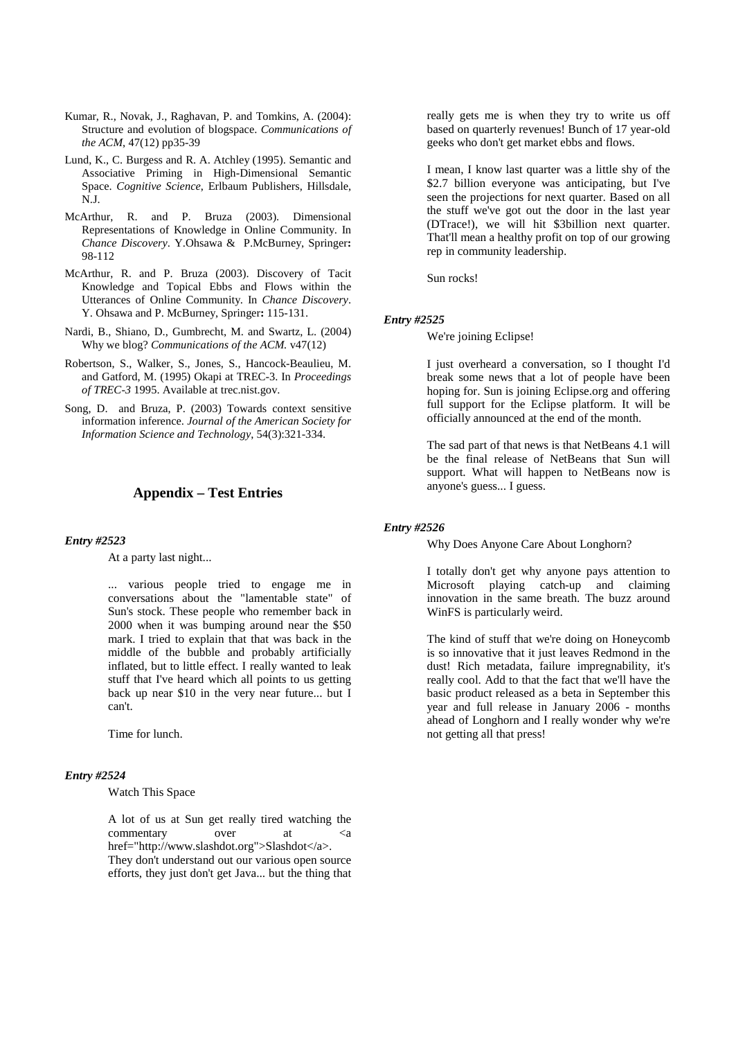Kumar, R., Novak, J., Raghavan, P. and Tomkins, A. (2004): Structure and evolution of blogspace. *Communications of the ACM*, 47(12) pp35-39

Lund, K., C. Burgess and R. A. Atchley (1995). Semantic and Associative Priming in High-Dimensional Semantic Space. *Cognitive Science*, Erlbaum Publishers, Hillsdale, N.J.

McArthur, R. and P. Bruza (2003). Dimensional Representations of Knowledge in Online Community. In *Chance Discovery*. Y.Ohsawa & P.McBurney, Springer**:** 98-112

McArthur, R. and P. Bruza (2003). Discovery of Tacit Knowledge and Topical Ebbs and Flows within the Utterances of Online Community. In *Chance Discovery*. Y. Ohsawa and P. McBurney, Springer**:** 115-131.

Nardi, B., Shiano, D., Gumbrecht, M. and Swartz, L. (2004) Why we blog? *Communications of the ACM.* v47(12)

Robertson, S., Walker, S., Jones, S., Hancock-Beaulieu, M. and Gatford, M. (1995) Okapi at TREC-3. In *Proceedings of TREC-3* 1995. Available at trec.nist.gov.

Song, D. and Bruza, P. (2003) Towards context sensitive information inference. *Journal of the American Society for Information Science and Technology*, 54(3):321-334.

## Appendix – Test Entries

***Entry #2523***

At a party last night...

... various people tried to engage me in conversations about the "lamentable state" of Sun's stock. These people who remember back in 2000 when it was bumping around near the $50 mark. I tried to explain that that was back in the middle of the bubble and probably artificially inflated, but to little effect. I really wanted to leak stuff that I've heard which all points to us getting back up near $10 in the very near future... but I can't.

Time for lunch.

***Entry #2524***

Watch This Space

A lot of us at Sun get really tired watching the commentary over at <a href="http://www.slashdot.org">Slashdot</a>. They don't understand out our various open source efforts, they just don't get Java... but the thing that really gets me is when they try to write us off based on quarterly revenues! Bunch of 17 year-old geeks who don't get market ebbs and flows.

I mean, I know last quarter was a little shy of the $2.7 billion everyone was anticipating, but I've seen the projections for next quarter. Based on all the stuff we've got out the door in the last year (DTrace!), we will hit $3billion next quarter. That'll mean a healthy profit on top of our growing rep in community leadership.

Sun rocks!

***Entry #2525***

We're joining Eclipse!

I just overheard a conversation, so I thought I'd break some news that a lot of people have been hoping for. Sun is joining Eclipse.org and offering full support for the Eclipse platform. It will be officially announced at the end of the month.

The sad part of that news is that NetBeans 4.1 will be the final release of NetBeans that Sun will support. What will happen to NetBeans now is anyone's guess... I guess.

***Entry #2526***

Why Does Anyone Care About Longhorn?

I totally don't get why anyone pays attention to Microsoft playing catch-up and claiming innovation in the same breath. The buzz around WinFS is particularly weird.

The kind of stuff that we're doing on Honeycomb is so innovative that it just leaves Redmond in the dust! Rich metadata, failure impregnability, it's really cool. Add to that the fact that we'll have the basic product released as a beta in September this year and full release in January 2006 - months ahead of Longhorn and I really wonder why we're not getting all that press!